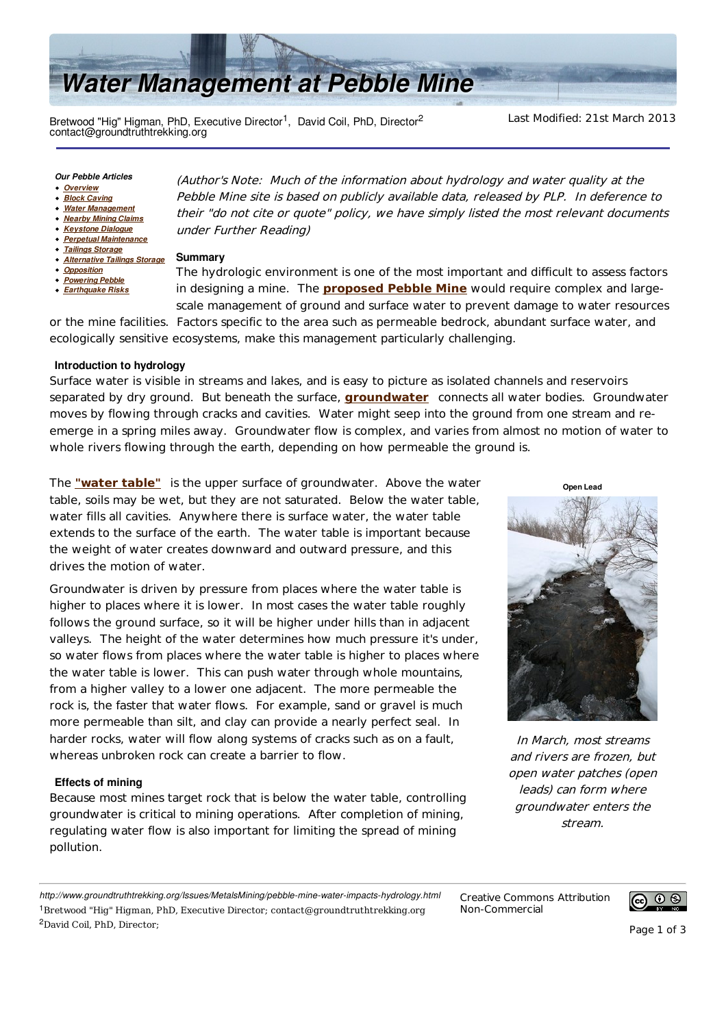# Water Management at Pebble Mine

Bretwood "Hig" Higman, PhD, Executive Director[1], David Coil, PhD, Director[2]
contact@groundtruthtrekking.org

Last Modified: 21st March 2013

**Our Pebble Articles**

- Overview
- Block Caving
- Water Management
- Nearby Mining Claims
- Keystone Dialogue
- Perpetual Maintenance
- Tailings Storage
- Alternative Tailings Storage
- Opposition
- Powering Pebble
- Earthquake Risks

*(Author's Note: Much of the information about hydrology and water quality at the Pebble Mine site is based on publicly available data, released by PLP. In deference to their "do not cite or quote" policy, we have simply listed the most relevant documents under Further Reading)*

### Summary

The hydrologic environment is one of the most important and difficult to assess factors in designing a mine. The **proposed Pebble Mine** would require complex and large-scale management of ground and surface water to prevent damage to water resources or the mine facilities. Factors specific to the area such as permeable bedrock, abundant surface water, and ecologically sensitive ecosystems, make this management particularly challenging.

### Introduction to hydrology

Surface water is visible in streams and lakes, and is easy to picture as isolated channels and reservoirs separated by dry ground. But beneath the surface, **groundwater** connects all water bodies. Groundwater moves by flowing through cracks and cavities. Water might seep into the ground from one stream and re-emerge in a spring miles away. Groundwater flow is complex, and varies from almost no motion of water to whole rivers flowing through the earth, depending on how permeable the ground is.

The **"water table"** is the upper surface of groundwater. Above the water table, soils may be wet, but they are not saturated. Below the water table, water fills all cavities. Anywhere there is surface water, the water table extends to the surface of the earth. The water table is important because the weight of water creates downward and outward pressure, and this drives the motion of water.

Groundwater is driven by pressure from places where the water table is higher to places where it is lower. In most cases the water table roughly follows the ground surface, so it will be higher under hills than in adjacent valleys. The height of the water determines how much pressure it's under, so water flows from places where the water table is higher to places where the water table is lower. This can push water through whole mountains, from a higher valley to a lower one adjacent. The more permeable the rock is, the faster that water flows. For example, sand or gravel is much more permeable than silt, and clay can provide a nearly perfect seal. In harder rocks, water will flow along systems of cracks such as on a fault, whereas unbroken rock can create a barrier to flow.

**Open Lead**

*In March, most streams and rivers are frozen, but open water patches (open leads) can form where groundwater enters the stream.*

### Effects of mining

Because most mines target rock that is below the water table, controlling groundwater is critical to mining operations. After completion of mining, regulating water flow is also important for limiting the spread of mining pollution.

http://www.groundtruthtrekking.org/Issues/MetalsMining/pebble-mine-water-impacts-hydrology.html

Creative Commons Attribution Non-Commercial

[1] Bretwood "Hig" Higman, PhD, Executive Director; contact@groundtruthtrekking.org

[2] David Coil, PhD, Director;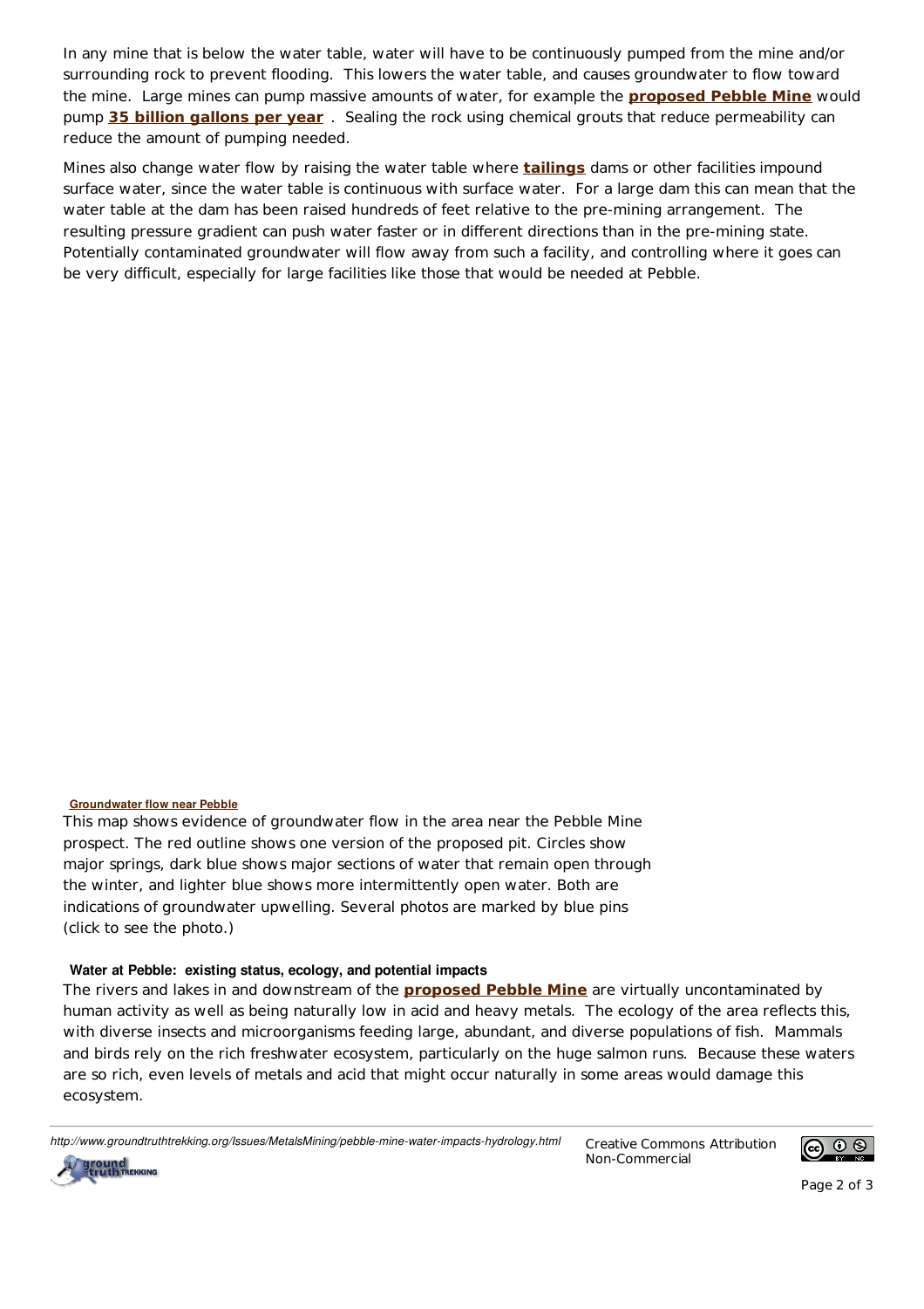In any mine that is below the water table, water will have to be continuously pumped from the mine and/or surrounding rock to prevent flooding. This lowers the water table, and causes groundwater to flow toward the mine. Large mines can pump massive amounts of water, for example the **proposed Pebble Mine** would pump **35 billion gallons per year** . Sealing the rock using chemical grouts that reduce permeability can reduce the amount of pumping needed.

Mines also change water flow by raising the water table where **tailings** dams or other facilities impound surface water, since the water table is continuous with surface water. For a large dam this can mean that the water table at the dam has been raised hundreds of feet relative to the pre-mining arrangement. The resulting pressure gradient can push water faster or in different directions than in the pre-mining state. Potentially contaminated groundwater will flow away from such a facility, and controlling where it goes can be very difficult, especially for large facilities like those that would be needed at Pebble.

**Groundwater flow near Pebble**

This map shows evidence of groundwater flow in the area near the Pebble Mine prospect. The red outline shows one version of the proposed pit. Circles show major springs, dark blue shows major sections of water that remain open through the winter, and lighter blue shows more intermittently open water. Both are indications of groundwater upwelling. Several photos are marked by blue pins (click to see the photo.)

### Water at Pebble: existing status, ecology, and potential impacts

The rivers and lakes in and downstream of the **proposed Pebble Mine** are virtually uncontaminated by human activity as well as being naturally low in acid and heavy metals. The ecology of the area reflects this, with diverse insects and microorganisms feeding large, abundant, and diverse populations of fish. Mammals and birds rely on the rich freshwater ecosystem, particularly on the huge salmon runs. Because these waters are so rich, even levels of metals and acid that might occur naturally in some areas would damage this ecosystem.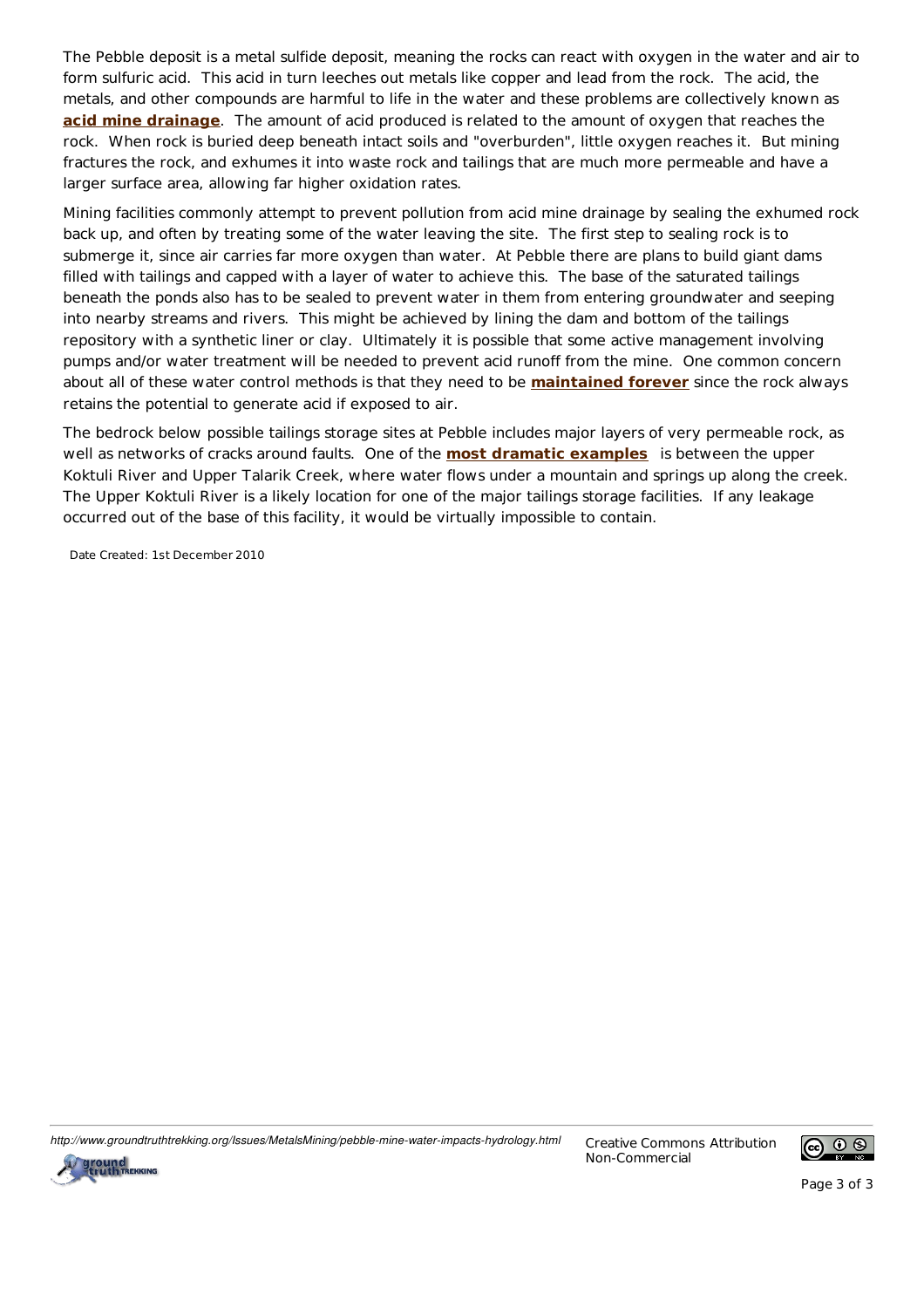The Pebble deposit is a metal sulfide deposit, meaning the rocks can react with oxygen in the water and air to form sulfuric acid. This acid in turn leeches out metals like copper and lead from the rock. The acid, the metals, and other compounds are harmful to life in the water and these problems are collectively known as **acid mine drainage**. The amount of acid produced is related to the amount of oxygen that reaches the rock. When rock is buried deep beneath intact soils and "overburden", little oxygen reaches it. But mining fractures the rock, and exhumes it into waste rock and tailings that are much more permeable and have a larger surface area, allowing far higher oxidation rates.

Mining facilities commonly attempt to prevent pollution from acid mine drainage by sealing the exhumed rock back up, and often by treating some of the water leaving the site. The first step to sealing rock is to submerge it, since air carries far more oxygen than water. At Pebble there are plans to build giant dams filled with tailings and capped with a layer of water to achieve this. The base of the saturated tailings beneath the ponds also has to be sealed to prevent water in them from entering groundwater and seeping into nearby streams and rivers. This might be achieved by lining the dam and bottom of the tailings repository with a synthetic liner or clay. Ultimately it is possible that some active management involving pumps and/or water treatment will be needed to prevent acid runoff from the mine. One common concern about all of these water control methods is that they need to be **maintained forever** since the rock always retains the potential to generate acid if exposed to air.

The bedrock below possible tailings storage sites at Pebble includes major layers of very permeable rock, as well as networks of cracks around faults. One of the **most dramatic examples** is between the upper Koktuli River and Upper Talarik Creek, where water flows under a mountain and springs up along the creek. The Upper Koktuli River is a likely location for one of the major tailings storage facilities. If any leakage occurred out of the base of this facility, it would be virtually impossible to contain.

Date Created: 1st December 2010